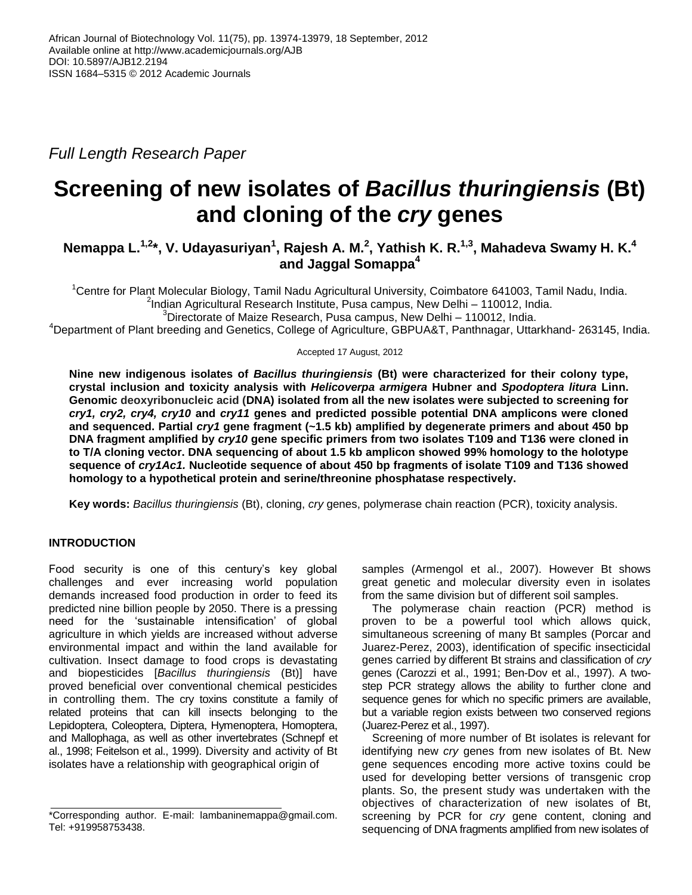*Full Length Research Paper*

# Screening of new isolates of *Bacillus thuringiensis* (Bt) and cloning of the *cry* genes

**Nemappa L.[1,2]*, V. Udayasuriyan[1], Rajesh A. M.[2], Yathish K. R.[1,3], Mahadeva Swamy H. K.[4] and Jaggal Somappa[4]**

[1]Centre for Plant Molecular Biology, Tamil Nadu Agricultural University, Coimbatore 641003, Tamil Nadu, India.
[2]Indian Agricultural Research Institute, Pusa campus, New Delhi – 110012, India.
[3]Directorate of Maize Research, Pusa campus, New Delhi – 110012, India.
[4]Department of Plant breeding and Genetics, College of Agriculture, GBPUA&T, Panthnagar, Uttarkhand- 263145, India.

Accepted 17 August, 2012

**Nine new indigenous isolates of *Bacillus thuringiensis* (Bt) were characterized for their colony type, crystal inclusion and toxicity analysis with *Helicoverpa armigera* Hubner and *Spodoptera litura* Linn. Genomic deoxyribonucleic acid (DNA) isolated from all the new isolates were subjected to screening for *cry1, cry2, cry4, cry10* and *cry11* genes and predicted possible potential DNA amplicons were cloned and sequenced. Partial *cry1* gene fragment (~1.5 kb) amplified by degenerate primers and about 450 bp DNA fragment amplified by *cry10* gene specific primers from two isolates T109 and T136 were cloned in to T/A cloning vector. DNA sequencing of about 1.5 kb amplicon showed 99% homology to the holotype sequence of *cry1Ac1.* Nucleotide sequence of about 450 bp fragments of isolate T109 and T136 showed homology to a hypothetical protein and serine/threonine phosphatase respectively.**

**Key words:** *Bacillus thuringiensis* (Bt), cloning, *cry* genes, polymerase chain reaction (PCR), toxicity analysis.

## INTRODUCTION

Food security is one of this century's key global challenges and ever increasing world population demands increased food production in order to feed its predicted nine billion people by 2050. There is a pressing need for the 'sustainable intensification' of global agriculture in which yields are increased without adverse environmental impact and within the land available for cultivation. Insect damage to food crops is devastating and biopesticides [*Bacillus thuringiensis* (Bt)] have proved beneficial over conventional chemical pesticides in controlling them. The cry toxins constitute a family of related proteins that can kill insects belonging to the Lepidoptera, Coleoptera, Diptera, Hymenoptera, Homoptera, and Mallophaga, as well as other invertebrates (Schnepf et al., 1998; Feitelson et al., 1999). Diversity and activity of Bt isolates have a relationship with geographical origin of samples (Armengol et al., 2007). However Bt shows great genetic and molecular diversity even in isolates from the same division but of different soil samples.

The polymerase chain reaction (PCR) method is proven to be a powerful tool which allows quick, simultaneous screening of many Bt samples (Porcar and Juarez-Perez, 2003), identification of specific insecticidal genes carried by different Bt strains and classification of *cry* genes (Carozzi et al., 1991; Ben-Dov et al., 1997). A two-step PCR strategy allows the ability to further clone and sequence genes for which no specific primers are available, but a variable region exists between two conserved regions (Juarez-Perez et al., 1997).

Screening of more number of Bt isolates is relevant for identifying new *cry* genes from new isolates of Bt. New gene sequences encoding more active toxins could be used for developing better versions of transgenic crop plants. So, the present study was undertaken with the objectives of characterization of new isolates of Bt, screening by PCR for *cry* gene content, cloning and sequencing of DNA fragments amplified from new isolates of

*Corresponding author. E-mail: lambaninemappa@gmail.com. Tel: +919958753438.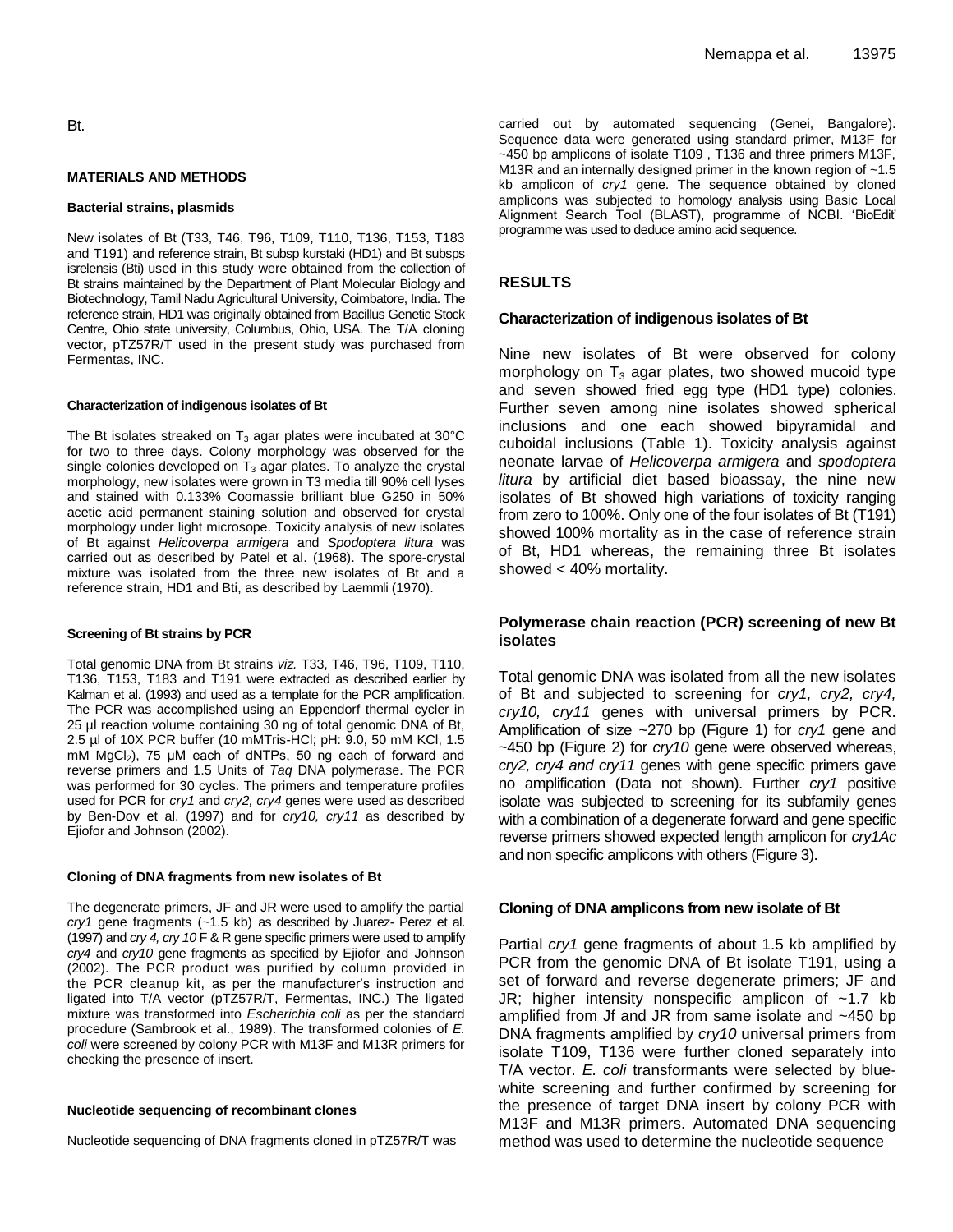Bt.

## MATERIALS AND METHODS

### Bacterial strains, plasmids

New isolates of Bt (T33, T46, T96, T109, T110, T136, T153, T183 and T191) and reference strain, Bt subsp kurstaki (HD1) and Bt subsps isrelensis (Bti) used in this study were obtained from the collection of Bt strains maintained by the Department of Plant Molecular Biology and Biotechnology, Tamil Nadu Agricultural University, Coimbatore, India. The reference strain, HD1 was originally obtained from Bacillus Genetic Stock Centre, Ohio state university, Columbus, Ohio, USA. The T/A cloning vector, pTZ57R/T used in the present study was purchased from Fermentas, INC.

### Characterization of indigenous isolates of Bt

The Bt isolates streaked on $T_3$ agar plates were incubated at 30°C for two to three days. Colony morphology was observed for the single colonies developed on $T_3$ agar plates. To analyze the crystal morphology, new isolates were grown in T3 media till 90% cell lyses and stained with 0.133% Coomassie brilliant blue G250 in 50% acetic acid permanent staining solution and observed for crystal morphology under light microsope. Toxicity analysis of new isolates of Bt against *Helicoverpa armigera* and *Spodoptera litura* was carried out as described by Patel et al. (1968). The spore-crystal mixture was isolated from the three new isolates of Bt and a reference strain, HD1 and Bti, as described by Laemmli (1970).

### Screening of Bt strains by PCR

Total genomic DNA from Bt strains *viz.* T33, T46, T96, T109, T110, T136, T153, T183 and T191 were extracted as described earlier by Kalman et al. (1993) and used as a template for the PCR amplification. The PCR was accomplished using an Eppendorf thermal cycler in 25 µl reaction volume containing 30 ng of total genomic DNA of Bt, 2.5 µl of 10X PCR buffer (10 mMTris-HCl; pH: 9.0, 50 mM KCl, 1.5 mM $MgCl_2$), 75 µM each of dNTPs, 50 ng each of forward and reverse primers and 1.5 Units of *Taq* DNA polymerase. The PCR was performed for 30 cycles. The primers and temperature profiles used for PCR for *cry1* and *cry2, cry4* genes were used as described by Ben-Dov et al. (1997) and for *cry10, cry11* as described by Ejiofor and Johnson (2002).

### Cloning of DNA fragments from new isolates of Bt

The degenerate primers, JF and JR were used to amplify the partial *cry1* gene fragments (~1.5 kb) as described by Juarez- Perez et al. (1997) and *cry 4, cry 10* F & R gene specific primers were used to amplify *cry4* and *cry10* gene fragments as specified by Ejiofor and Johnson (2002). The PCR product was purified by column provided in the PCR cleanup kit, as per the manufacturer's instruction and ligated into T/A vector (pTZ57R/T, Fermentas, INC.) The ligated mixture was transformed into *Escherichia coli* as per the standard procedure (Sambrook et al., 1989). The transformed colonies of *E. coli* were screened by colony PCR with M13F and M13R primers for checking the presence of insert.

### Nucleotide sequencing of recombinant clones

Nucleotide sequencing of DNA fragments cloned in pTZ57R/T was carried out by automated sequencing (Genei, Bangalore). Sequence data were generated using standard primer, M13F for ~450 bp amplicons of isolate T109 , T136 and three primers M13F, M13R and an internally designed primer in the known region of ~1.5 kb amplicon of *cry1* gene. The sequence obtained by cloned amplicons was subjected to homology analysis using Basic Local Alignment Search Tool (BLAST), programme of NCBI. 'BioEdit' programme was used to deduce amino acid sequence.

## RESULTS

### Characterization of indigenous isolates of Bt

Nine new isolates of Bt were observed for colony morphology on $T_3$ agar plates, two showed mucoid type and seven showed fried egg type (HD1 type) colonies. Further seven among nine isolates showed spherical inclusions and one each showed bipyramidal and cuboidal inclusions (Table 1). Toxicity analysis against neonate larvae of *Helicoverpa armigera* and *spodoptera litura* by artificial diet based bioassay, the nine new isolates of Bt showed high variations of toxicity ranging from zero to 100%. Only one of the four isolates of Bt (T191) showed 100% mortality as in the case of reference strain of Bt, HD1 whereas, the remaining three Bt isolates showed < 40% mortality.

### Polymerase chain reaction (PCR) screening of new Bt isolates

Total genomic DNA was isolated from all the new isolates of Bt and subjected to screening for *cry1, cry2, cry4, cry10, cry11* genes with universal primers by PCR. Amplification of size ~270 bp (Figure 1) for *cry1* gene and ~450 bp (Figure 2) for *cry10* gene were observed whereas, *cry2, cry4 and cry11* genes with gene specific primers gave no amplification (Data not shown). Further *cry1* positive isolate was subjected to screening for its subfamily genes with a combination of a degenerate forward and gene specific reverse primers showed expected length amplicon for *cry1Ac* and non specific amplicons with others (Figure 3).

### Cloning of DNA amplicons from new isolate of Bt

Partial *cry1* gene fragments of about 1.5 kb amplified by PCR from the genomic DNA of Bt isolate T191, using a set of forward and reverse degenerate primers; JF and JR; higher intensity nonspecific amplicon of ~1.7 kb amplified from Jf and JR from same isolate and ~450 bp DNA fragments amplified by *cry10* universal primers from isolate T109, T136 were further cloned separately into T/A vector. *E. coli* transformants were selected by blue-white screening and further confirmed by screening for the presence of target DNA insert by colony PCR with M13F and M13R primers. Automated DNA sequencing method was used to determine the nucleotide sequence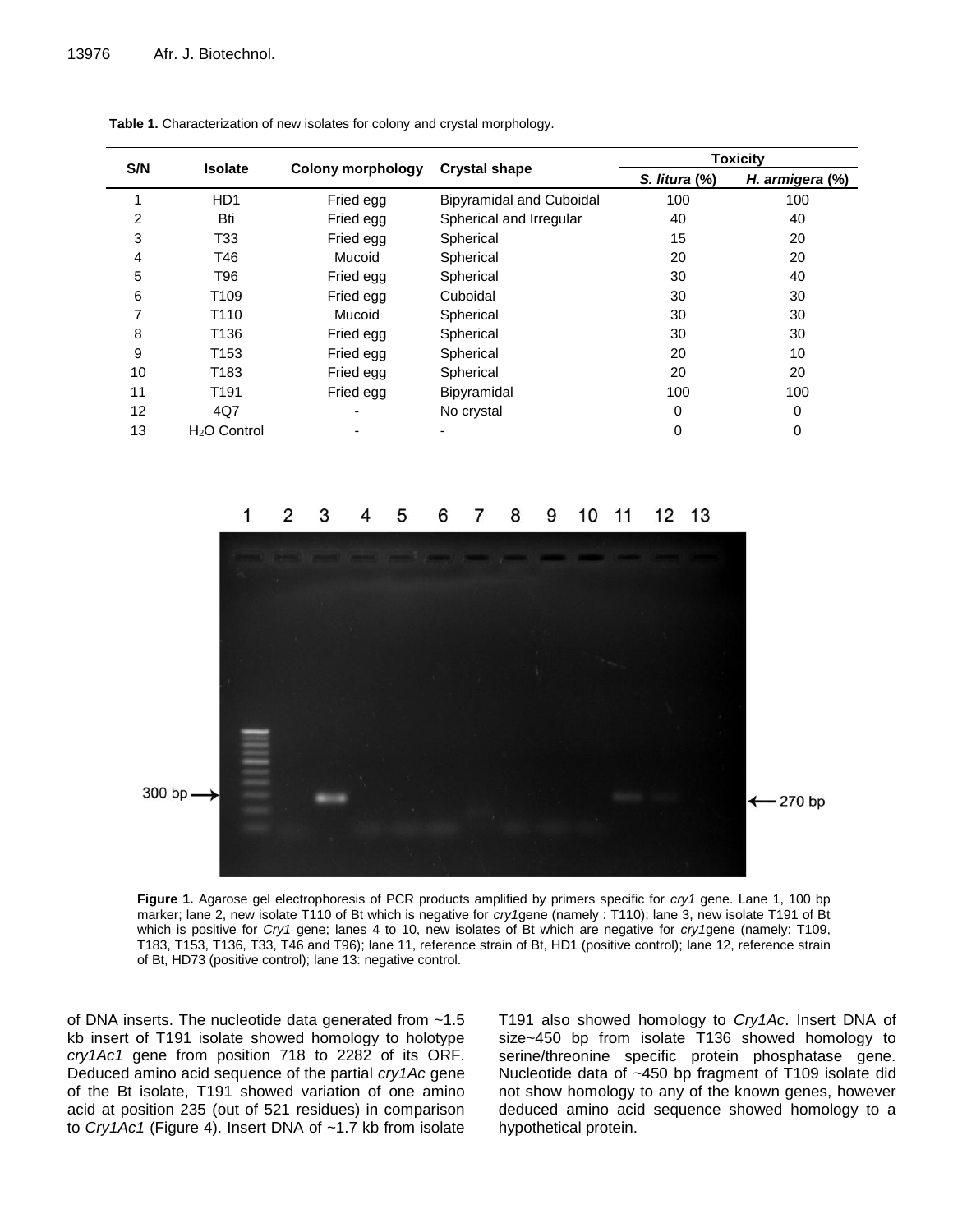**Table 1.** Characterization of new isolates for colony and crystal morphology.

| S/N | Isolate | Colony morphology | Crystal shape | Toxicity | |
|---|---|---|---|---|---|
| | | | | *S. litura* (%) | *H. armigera* (%) |
| 1 | HD1 | Fried egg | Bipyramidal and Cuboidal | 100 | 100 |
| 2 | Bti | Fried egg | Spherical and Irregular | 40 | 40 |
| 3 | T33 | Fried egg | Spherical | 15 | 20 |
| 4 | T46 | Mucoid | Spherical | 20 | 20 |
| 5 | T96 | Fried egg | Spherical | 30 | 40 |
| 6 | T109 | Fried egg | Cuboidal | 30 | 30 |
| 7 | T110 | Mucoid | Spherical | 30 | 30 |
| 8 | T136 | Fried egg | Spherical | 30 | 30 |
| 9 | T153 | Fried egg | Spherical | 20 | 10 |
| 10 | T183 | Fried egg | Spherical | 20 | 20 |
| 11 | T191 | Fried egg | Bipyramidal | 100 | 100 |
| 12 | 4Q7 | - | No crystal | 0 | 0 |
| 13 | $H_2O$ Control | - | - | 0 | 0 |

**Figure 1.** Agarose gel electrophoresis of PCR products amplified by primers specific for *cry1* gene. Lane 1, 100 bp marker; lane 2, new isolate T110 of Bt which is negative for *cry1*gene (namely : T110); lane 3, new isolate T191 of Bt which is positive for *Cry1* gene; lanes 4 to 10, new isolates of Bt which are negative for *cry1*gene (namely: T109, T183, T153, T136, T33, T46 and T96); lane 11, reference strain of Bt, HD1 (positive control); lane 12, reference strain of Bt, HD73 (positive control); lane 13: negative control.

of DNA inserts. The nucleotide data generated from ~1.5 kb insert of T191 isolate showed homology to holotype *cry1Ac1* gene from position 718 to 2282 of its ORF. Deduced amino acid sequence of the partial *cry1Ac* gene of the Bt isolate, T191 showed variation of one amino acid at position 235 (out of 521 residues) in comparison to *Cry1Ac1* (Figure 4). Insert DNA of ~1.7 kb from isolate T191 also showed homology to *Cry1Ac*. Insert DNA of size~450 bp from isolate T136 showed homology to serine/threonine specific protein phosphatase gene. Nucleotide data of ~450 bp fragment of T109 isolate did not show homology to any of the known genes, however deduced amino acid sequence showed homology to a hypothetical protein.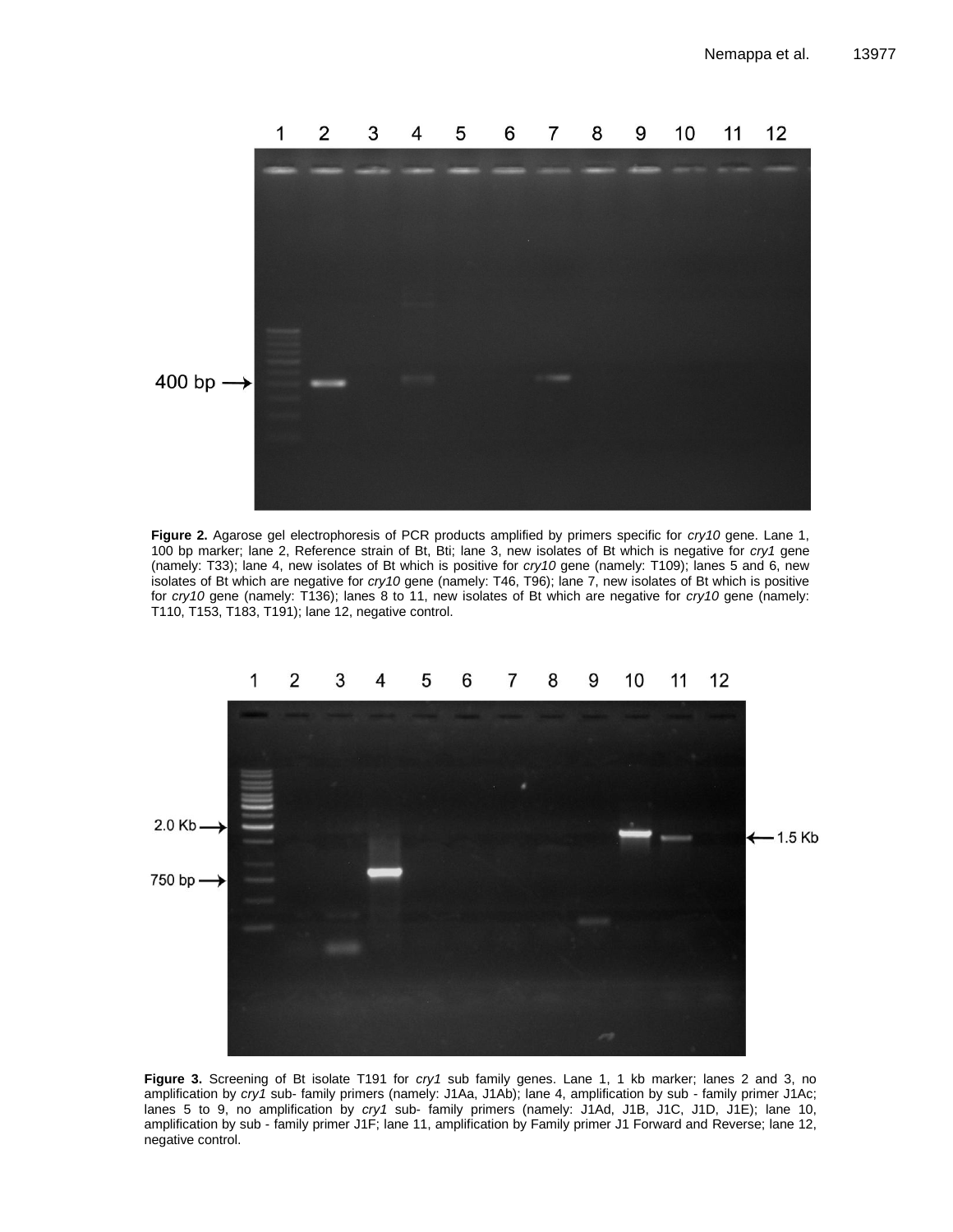**Figure 2.** Agarose gel electrophoresis of PCR products amplified by primers specific for *cry10* gene. Lane 1, 100 bp marker; lane 2, Reference strain of Bt, Bti; lane 3, new isolates of Bt which is negative for *cry1* gene (namely: T33); lane 4, new isolates of Bt which is positive for *cry10* gene (namely: T109); lanes 5 and 6, new isolates of Bt which are negative for *cry10* gene (namely: T46, T96); lane 7, new isolates of Bt which is positive for *cry10* gene (namely: T136); lanes 8 to 11, new isolates of Bt which are negative for *cry10* gene (namely: T110, T153, T183, T191); lane 12, negative control.

**Figure 3.** Screening of Bt isolate T191 for *cry1* sub family genes. Lane 1, 1 kb marker; lanes 2 and 3, no amplification by *cry1* sub- family primers (namely: J1Aa, J1Ab); lane 4, amplification by sub - family primer J1Ac; lanes 5 to 9, no amplification by *cry1* sub- family primers (namely: J1Ad, J1B, J1C, J1D, J1E); lane 10, amplification by sub - family primer J1F; lane 11, amplification by Family primer J1 Forward and Reverse; lane 12, negative control.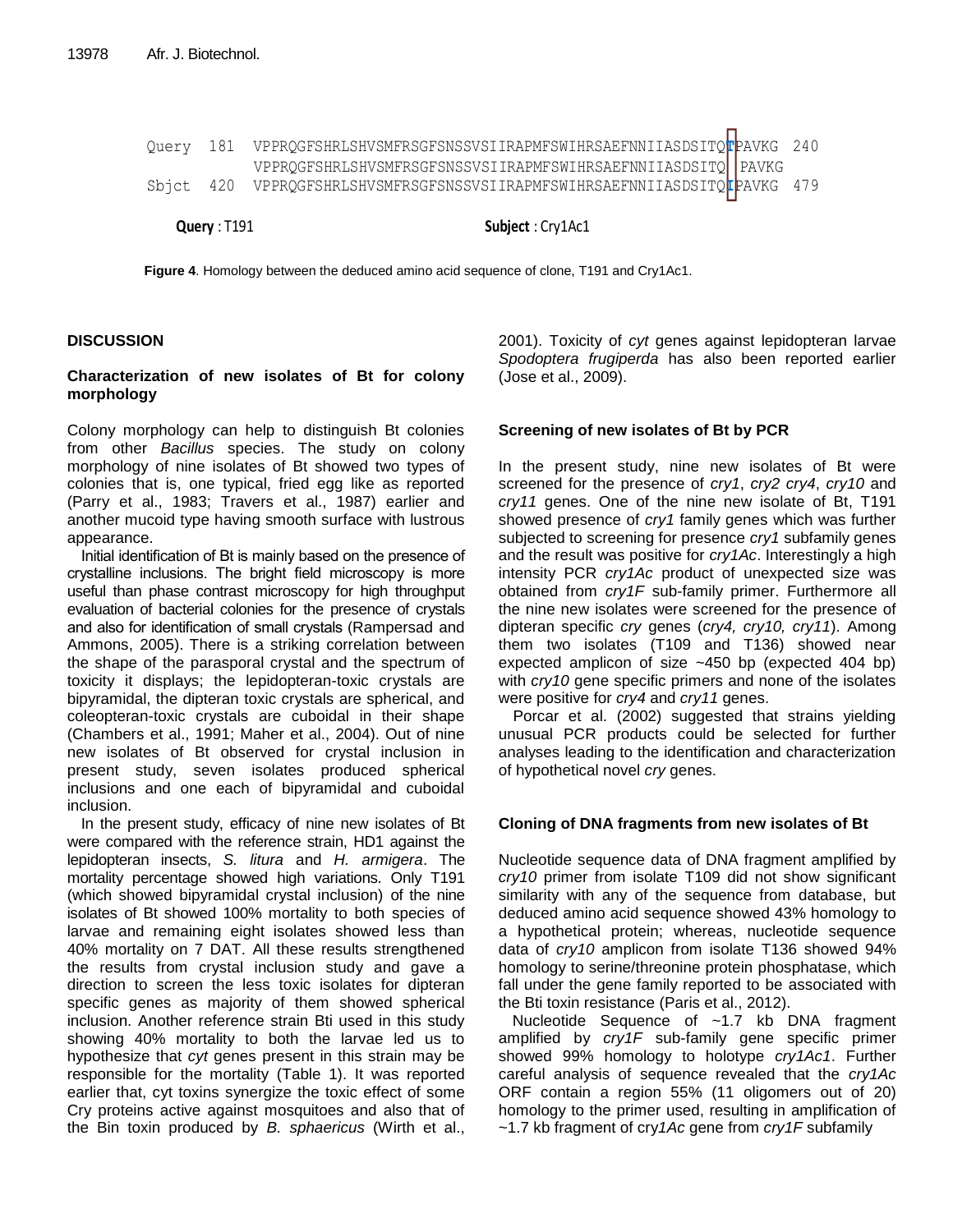```
Query  181  VPPRQGFSHRLSHVSMFRSGFSNSSVSIIRAPMFSWIHRSAEFNNIIASDSITQTPAVKG  240
            VPPRQGFSHRLSHVSMFRSGFSNSSVSIIRAPMFSWIHRSAEFNNIIASDSITQ PAVKG
Sbjct  420  VPPRQGFSHRLSHVSMFRSGFSNSSVSIIRAPMFSWIHRSAEFNNIIASDSITQIPAVKG  479
```

**Query** : T191 **Subject** : Cry1Ac1

**Figure 4**. Homology between the deduced amino acid sequence of clone, T191 and Cry1Ac1.

## DISCUSSION

### Characterization of new isolates of Bt for colony morphology

Colony morphology can help to distinguish Bt colonies from other *Bacillus* species. The study on colony morphology of nine isolates of Bt showed two types of colonies that is, one typical, fried egg like as reported (Parry et al., 1983; Travers et al., 1987) earlier and another mucoid type having smooth surface with lustrous appearance.

Initial identification of Bt is mainly based on the presence of crystalline inclusions. The bright field microscopy is more useful than phase contrast microscopy for high throughput evaluation of bacterial colonies for the presence of crystals and also for identification of small crystals (Rampersad and Ammons, 2005). There is a striking correlation between the shape of the parasporal crystal and the spectrum of toxicity it displays; the lepidopteran-toxic crystals are bipyramidal, the dipteran toxic crystals are spherical, and coleopteran-toxic crystals are cuboidal in their shape (Chambers et al., 1991; Maher et al., 2004). Out of nine new isolates of Bt observed for crystal inclusion in present study, seven isolates produced spherical inclusions and one each of bipyramidal and cuboidal inclusion.

In the present study, efficacy of nine new isolates of Bt were compared with the reference strain, HD1 against the lepidopteran insects, *S. litura* and *H. armigera*. The mortality percentage showed high variations. Only T191 (which showed bipyramidal crystal inclusion) of the nine isolates of Bt showed 100% mortality to both species of larvae and remaining eight isolates showed less than 40% mortality on 7 DAT. All these results strengthened the results from crystal inclusion study and gave a direction to screen the less toxic isolates for dipteran specific genes as majority of them showed spherical inclusion. Another reference strain Bti used in this study showing 40% mortality to both the larvae led us to hypothesize that *cyt* genes present in this strain may be responsible for the mortality (Table 1). It was reported earlier that, cyt toxins synergize the toxic effect of some Cry proteins active against mosquitoes and also that of the Bin toxin produced by *B. sphaericus* (Wirth et al., 2001). Toxicity of *cyt* genes against lepidopteran larvae *Spodoptera frugiperda* has also been reported earlier (Jose et al., 2009).

### Screening of new isolates of Bt by PCR

In the present study, nine new isolates of Bt were screened for the presence of *cry1*, *cry2 cry4*, *cry10* and *cry11* genes. One of the nine new isolate of Bt, T191 showed presence of *cry1* family genes which was further subjected to screening for presence *cry1* subfamily genes and the result was positive for *cry1Ac*. Interestingly a high intensity PCR *cry1Ac* product of unexpected size was obtained from *cry1F* sub-family primer. Furthermore all the nine new isolates were screened for the presence of dipteran specific *cry* genes (*cry4, cry10, cry11*). Among them two isolates (T109 and T136) showed near expected amplicon of size ~450 bp (expected 404 bp) with *cry10* gene specific primers and none of the isolates were positive for *cry4* and *cry11* genes.

Porcar et al. (2002) suggested that strains yielding unusual PCR products could be selected for further analyses leading to the identification and characterization of hypothetical novel *cry* genes.

### Cloning of DNA fragments from new isolates of Bt

Nucleotide sequence data of DNA fragment amplified by *cry10* primer from isolate T109 did not show significant similarity with any of the sequence from database, but deduced amino acid sequence showed 43% homology to a hypothetical protein; whereas, nucleotide sequence data of *cry10* amplicon from isolate T136 showed 94% homology to serine/threonine protein phosphatase, which fall under the gene family reported to be associated with the Bti toxin resistance (Paris et al., 2012).

Nucleotide Sequence of ~1.7 kb DNA fragment amplified by *cry1F* sub-family gene specific primer showed 99% homology to holotype *cry1Ac1*. Further careful analysis of sequence revealed that the *cry1Ac* ORF contain a region 55% (11 oligomers out of 20) homology to the primer used, resulting in amplification of ~1.7 kb fragment of cry*1Ac* gene from *cry1F* subfamily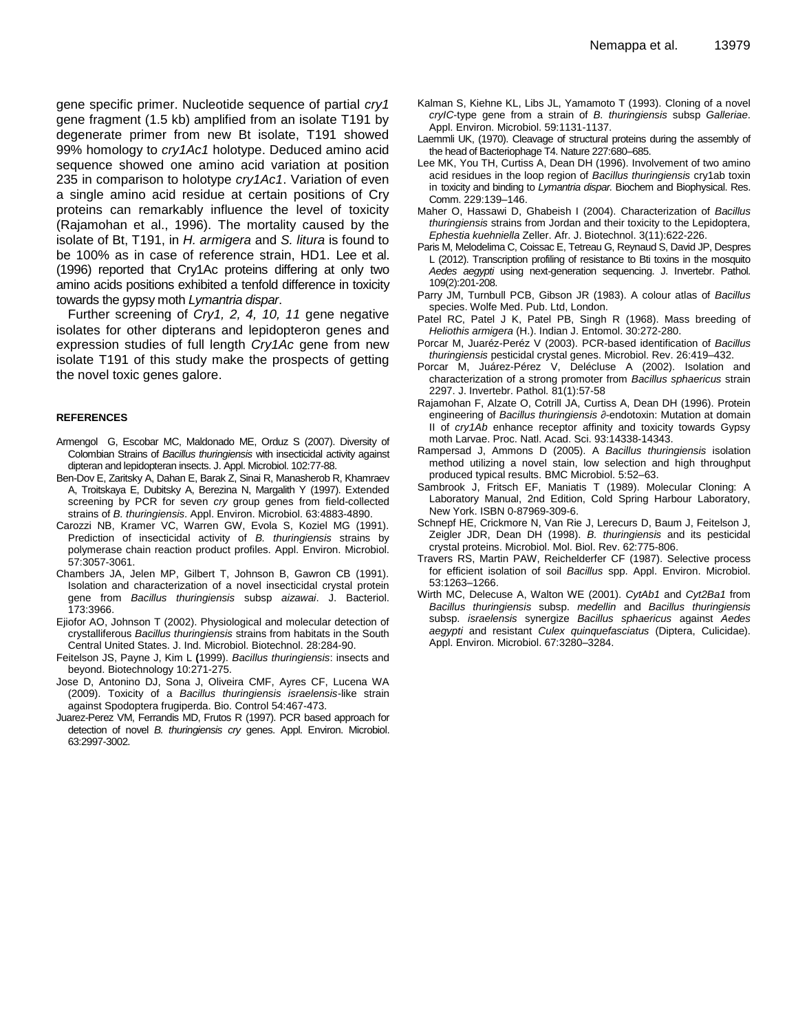gene specific primer. Nucleotide sequence of partial *cry1* gene fragment (1.5 kb) amplified from an isolate T191 by degenerate primer from new Bt isolate, T191 showed 99% homology to *cry1Ac1* holotype. Deduced amino acid sequence showed one amino acid variation at position 235 in comparison to holotype *cry1Ac1*. Variation of even a single amino acid residue at certain positions of Cry proteins can remarkably influence the level of toxicity (Rajamohan et al., 1996). The mortality caused by the isolate of Bt, T191, in *H. armigera* and *S. litura* is found to be 100% as in case of reference strain, HD1. Lee et al. (1996) reported that Cry1Ac proteins differing at only two amino acids positions exhibited a tenfold difference in toxicity towards the gypsy moth *Lymantria dispar*.

Further screening of *Cry1, 2, 4, 10, 11* gene negative isolates for other dipterans and lepidopteron genes and expression studies of full length *Cry1Ac* gene from new isolate T191 of this study make the prospects of getting the novel toxic genes galore.

## REFERENCES

Armengol G, Escobar MC, Maldonado ME, Orduz S (2007). Diversity of Colombian Strains of *Bacillus thuringiensis* with insecticidal activity against dipteran and lepidopteran insects. J. Appl. Microbiol. 102:77-88.

Ben-Dov E, Zaritsky A, Dahan E, Barak Z, Sinai R, Manasherob R, Khamraev A, Troitskaya E, Dubitsky A, Berezina N, Margalith Y (1997). Extended screening by PCR for seven *cry* group genes from field-collected strains of *B. thuringiensis*. Appl. Environ. Microbiol. 63:4883-4890.

Carozzi NB, Kramer VC, Warren GW, Evola S, Koziel MG (1991). Prediction of insecticidal activity of *B. thuringiensis* strains by polymerase chain reaction product profiles. Appl. Environ. Microbiol. 57:3057-3061.

Chambers JA, Jelen MP, Gilbert T, Johnson B, Gawron CB (1991). Isolation and characterization of a novel insecticidal crystal protein gene from *Bacillus thuringiensis* subsp *aizawai*. J. Bacteriol. 173:3966.

Ejiofor AO, Johnson T (2002). Physiological and molecular detection of crystalliferous *Bacillus thuringiensis* strains from habitats in the South Central United States. J. Ind. Microbiol. Biotechnol. 28:284-90.

Feitelson JS, Payne J, Kim L **(**1999). *Bacillus thuringiensis*: insects and beyond. Biotechnology 10:271-275.

Jose D, Antonino DJ, Sona J, Oliveira CMF, Ayres CF, Lucena WA (2009). Toxicity of a *Bacillus thuringiensis israelensis*-like strain against Spodoptera frugiperda. Bio. Control 54:467-473.

Juarez-Perez VM, Ferrandis MD, Frutos R (1997). PCR based approach for detection of novel *B. thuringiensis cry* genes. Appl. Environ. Microbiol. 63:2997-3002.

Kalman S, Kiehne KL, Libs JL, Yamamoto T (1993). Cloning of a novel *cryIC*-type gene from a strain of *B. thuringiensis* subsp *Galleriae*. Appl. Environ. Microbiol. 59:1131-1137.

Laemmli UK, (1970). Cleavage of structural proteins during the assembly of the head of Bacteriophage T4. Nature 227:680–685.

Lee MK, You TH, Curtiss A, Dean DH (1996). Involvement of two amino acid residues in the loop region of *Bacillus thuringiensis* cry1ab toxin in toxicity and binding to *Lymantria dispar.* Biochem and Biophysical. Res. Comm. 229:139–146.

Maher O, Hassawi D, Ghabeish I (2004). Characterization of *Bacillus thuringiensis* strains from Jordan and their toxicity to the Lepidoptera, *Ephestia kuehniella* Zeller. Afr. J. Biotechnol. 3(11):622-226.

Paris M, Melodelima C, Coissac E, Tetreau G, Reynaud S, David JP, Despres L (2012). Transcription profiling of resistance to Bti toxins in the mosquito *Aedes aegypti* using next-generation sequencing. J. Invertebr. Pathol. 109(2):201-208.

Parry JM, Turnbull PCB, Gibson JR (1983). A colour atlas of *Bacillus* species. Wolfe Med. Pub. Ltd, London.

Patel RC, Patel J K, Patel PB, Singh R (1968). Mass breeding of *Heliothis armigera* (H.). Indian J. Entomol. 30:272-280.

Porcar M, Juaréz-Peréz V (2003). PCR-based identification of *Bacillus thuringiensis* pesticidal crystal genes. Microbiol. Rev. 26:419–432.

Porcar M, Juárez-Pérez V, Delécluse A (2002). Isolation and characterization of a strong promoter from *Bacillus sphaericus* strain 2297. J. Invertebr. Pathol. 81(1):57-58

Rajamohan F, Alzate O, Cotrill JA, Curtiss A, Dean DH (1996). Protein engineering of *Bacillus thuringiensis* ∂-endotoxin: Mutation at domain II of *cry1Ab* enhance receptor affinity and toxicity towards Gypsy moth Larvae. Proc. Natl. Acad. Sci. 93:14338-14343.

Rampersad J, Ammons D (2005). A *Bacillus thuringiensis* isolation method utilizing a novel stain, low selection and high throughput produced typical results. BMC Microbiol. 5:52–63.

Sambrook J, Fritsch EF, Maniatis T (1989). Molecular Cloning: A Laboratory Manual, 2nd Edition, Cold Spring Harbour Laboratory, New York. ISBN 0-87969-309-6.

Schnepf HE, Crickmore N, Van Rie J, Lerecurs D, Baum J, Feitelson J, Zeigler JDR, Dean DH (1998). *B. thuringiensis* and its pesticidal crystal proteins. Microbiol. Mol. Biol. Rev. 62:775-806.

Travers RS, Martin PAW, Reichelderfer CF (1987). Selective process for efficient isolation of soil *Bacillus* spp. Appl. Environ. Microbiol. 53:1263–1266.

Wirth MC, Delecuse A, Walton WE (2001). *CytAb1* and *Cyt2Ba1* from *Bacillus thuringiensis* subsp. *medellin* and *Bacillus thuringiensis* subsp. *israelensis* synergize *Bacillus sphaericus* against *Aedes aegypti* and resistant *Culex quinquefasciatus* (Diptera, Culicidae). Appl. Environ. Microbiol. 67:3280–3284.